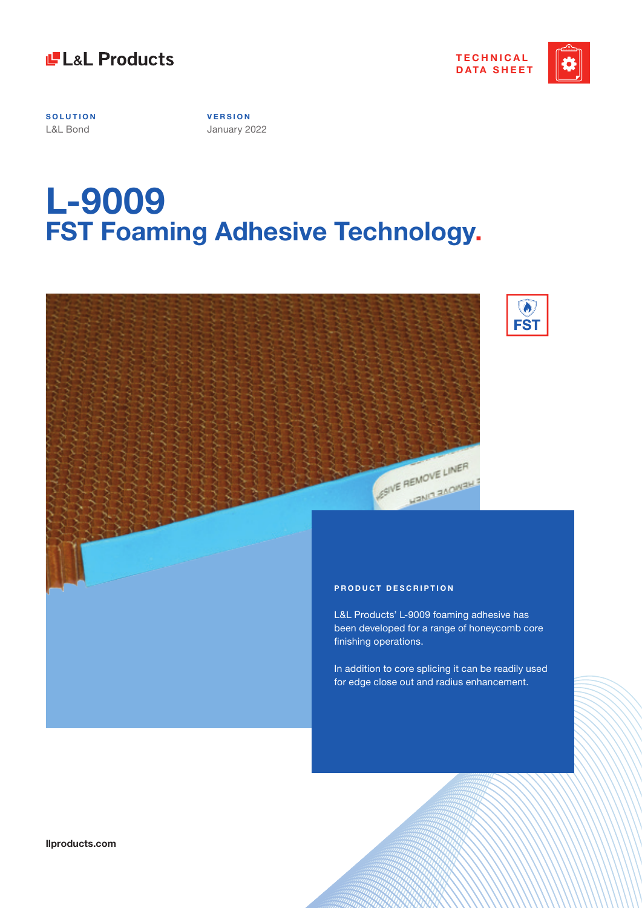L&L Products

TECHNICAL DATA SHEET

**SOLUTION**
L&L Bond

**VERSION**
January 2022

# L-9009
## FST Foaming Adhesive Technology.

FST

### PRODUCT DESCRIPTION

L&L Products' L-9009 foaming adhesive has been developed for a range of honeycomb core finishing operations.

In addition to core splicing it can be readily used for edge close out and radius enhancement.

llproducts.com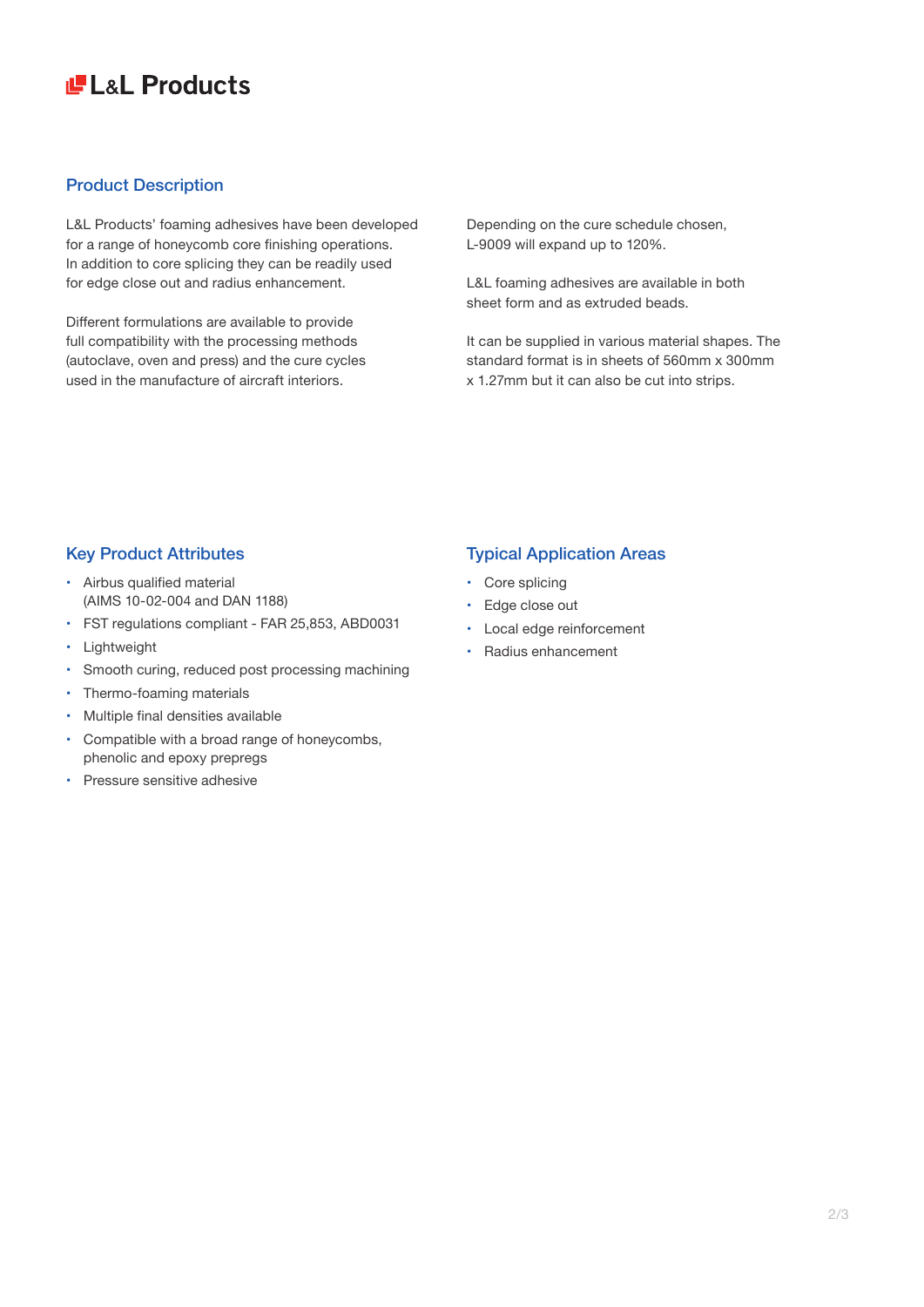L&L Products

## Product Description

L&L Products' foaming adhesives have been developed for a range of honeycomb core finishing operations. In addition to core splicing they can be readily used for edge close out and radius enhancement.

Different formulations are available to provide full compatibility with the processing methods (autoclave, oven and press) and the cure cycles used in the manufacture of aircraft interiors.

Depending on the cure schedule chosen, L-9009 will expand up to 120%.

L&L foaming adhesives are available in both sheet form and as extruded beads.

It can be supplied in various material shapes. The standard format is in sheets of 560mm x 300mm x 1.27mm but it can also be cut into strips.

## Key Product Attributes

- Airbus qualified material (AIMS 10-02-004 and DAN 1188)
- FST regulations compliant - FAR 25,853, ABD0031
- Lightweight
- Smooth curing, reduced post processing machining
- Thermo-foaming materials
- Multiple final densities available
- Compatible with a broad range of honeycombs, phenolic and epoxy prepregs
- Pressure sensitive adhesive

## Typical Application Areas

- Core splicing
- Edge close out
- Local edge reinforcement
- Radius enhancement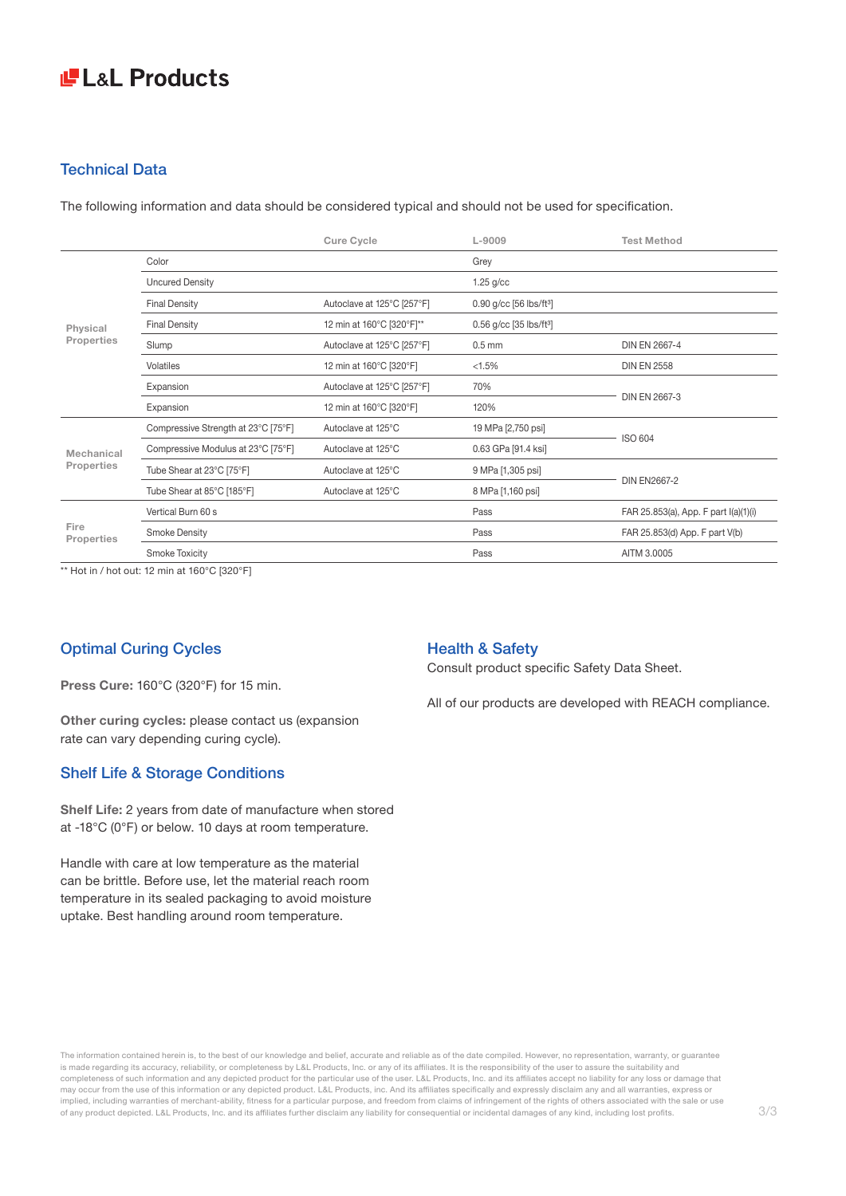# L&L Products

## Technical Data

The following information and data should be considered typical and should not be used for specification.

| | | Cure Cycle | L-9009 | Test Method |
|---|---|---|---|---|
| Physical Properties | Color | | Grey | |
| | Uncured Density | | 1.25 g/cc | |
| | Final Density | Autoclave at 125°C [257°F] | 0.90 g/cc [56 lbs/ft³] | |
| | Final Density | 12 min at 160°C [320°F]** | 0.56 g/cc [35 lbs/ft³] | |
| | Slump | Autoclave at 125°C [257°F] | 0.5 mm | DIN EN 2667-4 |
| | Volatiles | 12 min at 160°C [320°F] | <1.5% | DIN EN 2558 |
| | Expansion | Autoclave at 125°C [257°F] | 70% | DIN EN 2667-3 |
| | Expansion | 12 min at 160°C [320°F] | 120% | |
| Mechanical Properties | Compressive Strength at 23°C [75°F] | Autoclave at 125°C | 19 MPa [2,750 psi] | ISO 604 |
| | Compressive Modulus at 23°C [75°F] | Autoclave at 125°C | 0.63 GPa [91.4 ksi] | |
| | Tube Shear at 23°C [75°F] | Autoclave at 125°C | 9 MPa [1,305 psi] | DIN EN2667-2 |
| | Tube Shear at 85°C [185°F] | Autoclave at 125°C | 8 MPa [1,160 psi] | |
| Fire Properties | Vertical Burn 60 s | | Pass | FAR 25.853(a), App. F part I(a)(1)(i) |
| | Smoke Density | | Pass | FAR 25.853(d) App. F part V(b) |
| | Smoke Toxicity | | Pass | AITM 3.0005 |

** Hot in / hot out: 12 min at 160°C [320°F]

## Optimal Curing Cycles

**Press Cure:** 160°C (320°F) for 15 min.

**Other curing cycles:** please contact us (expansion rate can vary depending curing cycle).

## Shelf Life & Storage Conditions

**Shelf Life:** 2 years from date of manufacture when stored at -18°C (0°F) or below. 10 days at room temperature.

Handle with care at low temperature as the material can be brittle. Before use, let the material reach room temperature in its sealed packaging to avoid moisture uptake. Best handling around room temperature.

## Health & Safety

Consult product specific Safety Data Sheet.

All of our products are developed with REACH compliance.

The information contained herein is, to the best of our knowledge and belief, accurate and reliable as of the date compiled. However, no representation, warranty, or guarantee is made regarding its accuracy, reliability, or completeness by L&L Products, Inc. or any of its affiliates. It is the responsibility of the user to assure the suitability and completeness of such information and any depicted product for the particular use of the user. L&L Products, Inc. and its affiliates accept no liability for any loss or damage that may occur from the use of this information or any depicted product. L&L Products, inc. And its affiliates specifically and expressly disclaim any and all warranties, express or implied, including warranties of merchant-ability, fitness for a particular purpose, and freedom from claims of infringement of the rights of others associated with the sale or use of any product depicted. L&L Products, Inc. and its affiliates further disclaim any liability for consequential or incidental damages of any kind, including lost profits.